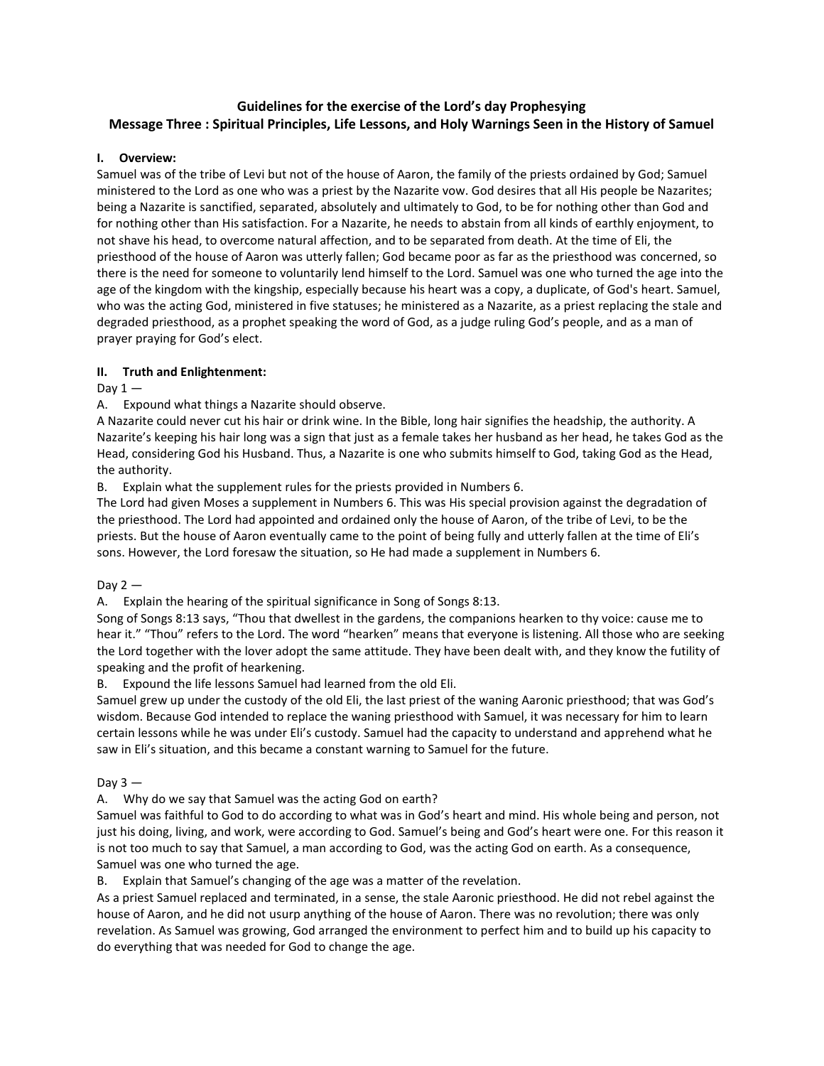# Guidelines for the exercise of the Lord's day Prophesying
## Message Three : Spiritual Principles, Life Lessons, and Holy Warnings Seen in the History of Samuel

### I. Overview:

Samuel was of the tribe of Levi but not of the house of Aaron, the family of the priests ordained by God; Samuel ministered to the Lord as one who was a priest by the Nazarite vow. God desires that all His people be Nazarites; being a Nazarite is sanctified, separated, absolutely and ultimately to God, to be for nothing other than God and for nothing other than His satisfaction. For a Nazarite, he needs to abstain from all kinds of earthly enjoyment, to not shave his head, to overcome natural affection, and to be separated from death. At the time of Eli, the priesthood of the house of Aaron was utterly fallen; God became poor as far as the priesthood was concerned, so there is the need for someone to voluntarily lend himself to the Lord. Samuel was one who turned the age into the age of the kingdom with the kingship, especially because his heart was a copy, a duplicate, of God's heart. Samuel, who was the acting God, ministered in five statuses; he ministered as a Nazarite, as a priest replacing the stale and degraded priesthood, as a prophet speaking the word of God, as a judge ruling God's people, and as a man of prayer praying for God's elect.

### II. Truth and Enlightenment:

Day 1 —

A. Expound what things a Nazarite should observe.

A Nazarite could never cut his hair or drink wine. In the Bible, long hair signifies the headship, the authority. A Nazarite's keeping his hair long was a sign that just as a female takes her husband as her head, he takes God as the Head, considering God his Husband. Thus, a Nazarite is one who submits himself to God, taking God as the Head, the authority.

B. Explain what the supplement rules for the priests provided in Numbers 6.

The Lord had given Moses a supplement in Numbers 6. This was His special provision against the degradation of the priesthood. The Lord had appointed and ordained only the house of Aaron, of the tribe of Levi, to be the priests. But the house of Aaron eventually came to the point of being fully and utterly fallen at the time of Eli's sons. However, the Lord foresaw the situation, so He had made a supplement in Numbers 6.

Day 2 —

A. Explain the hearing of the spiritual significance in Song of Songs 8:13.

Song of Songs 8:13 says, "Thou that dwellest in the gardens, the companions hearken to thy voice: cause me to hear it." "Thou" refers to the Lord. The word "hearken" means that everyone is listening. All those who are seeking the Lord together with the lover adopt the same attitude. They have been dealt with, and they know the futility of speaking and the profit of hearkening.

B. Expound the life lessons Samuel had learned from the old Eli.

Samuel grew up under the custody of the old Eli, the last priest of the waning Aaronic priesthood; that was God's wisdom. Because God intended to replace the waning priesthood with Samuel, it was necessary for him to learn certain lessons while he was under Eli's custody. Samuel had the capacity to understand and apprehend what he saw in Eli's situation, and this became a constant warning to Samuel for the future.

Day 3 —

A. Why do we say that Samuel was the acting God on earth?

Samuel was faithful to God to do according to what was in God's heart and mind. His whole being and person, not just his doing, living, and work, were according to God. Samuel's being and God's heart were one. For this reason it is not too much to say that Samuel, a man according to God, was the acting God on earth. As a consequence, Samuel was one who turned the age.

B. Explain that Samuel's changing of the age was a matter of the revelation.

As a priest Samuel replaced and terminated, in a sense, the stale Aaronic priesthood. He did not rebel against the house of Aaron, and he did not usurp anything of the house of Aaron. There was no revolution; there was only revelation. As Samuel was growing, God arranged the environment to perfect him and to build up his capacity to do everything that was needed for God to change the age.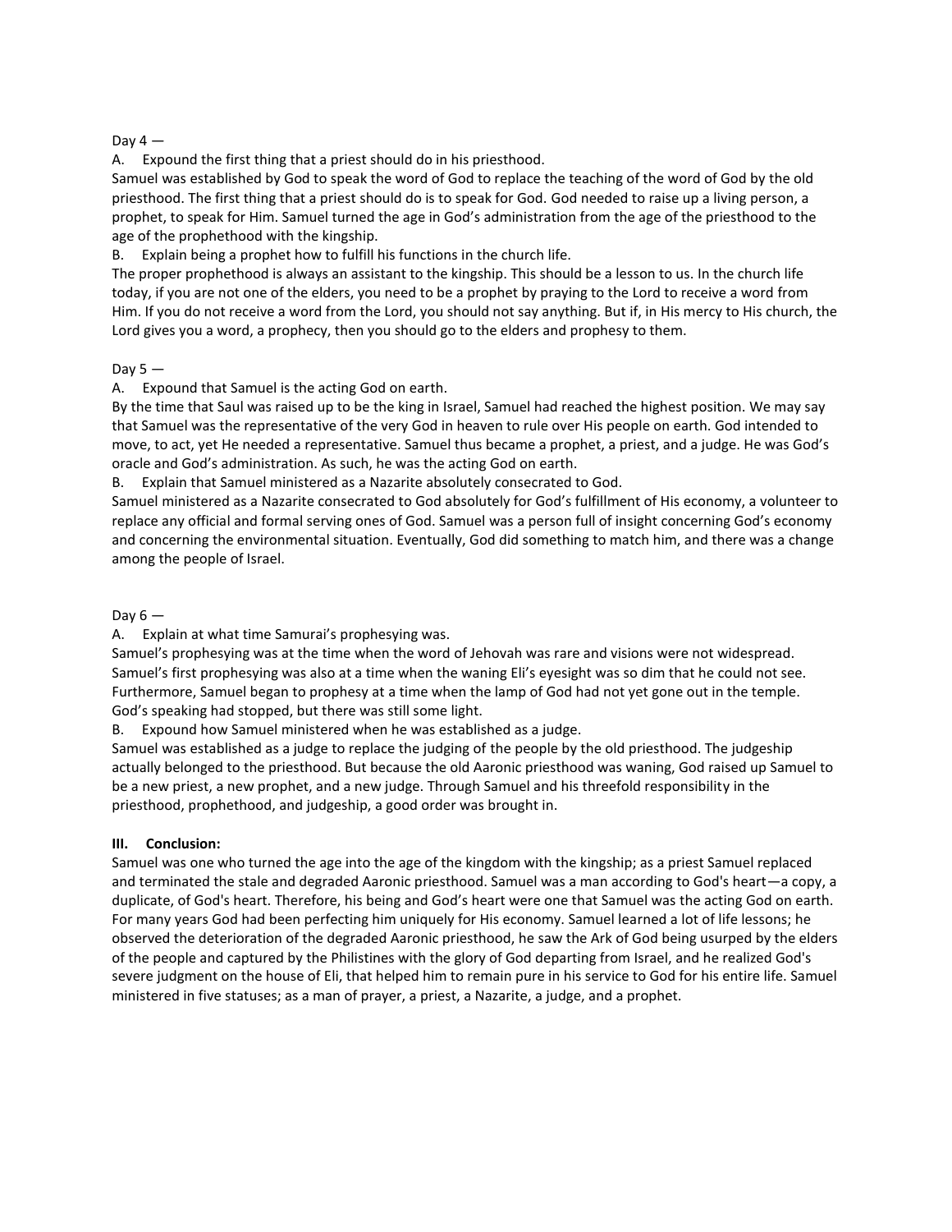Day 4 —

A. Expound the first thing that a priest should do in his priesthood.

Samuel was established by God to speak the word of God to replace the teaching of the word of God by the old priesthood. The first thing that a priest should do is to speak for God. God needed to raise up a living person, a prophet, to speak for Him. Samuel turned the age in God's administration from the age of the priesthood to the age of the prophethood with the kingship.

B. Explain being a prophet how to fulfill his functions in the church life.

The proper prophethood is always an assistant to the kingship. This should be a lesson to us. In the church life today, if you are not one of the elders, you need to be a prophet by praying to the Lord to receive a word from Him. If you do not receive a word from the Lord, you should not say anything. But if, in His mercy to His church, the Lord gives you a word, a prophecy, then you should go to the elders and prophesy to them.

Day 5 —

A. Expound that Samuel is the acting God on earth.

By the time that Saul was raised up to be the king in Israel, Samuel had reached the highest position. We may say that Samuel was the representative of the very God in heaven to rule over His people on earth. God intended to move, to act, yet He needed a representative. Samuel thus became a prophet, a priest, and a judge. He was God's oracle and God's administration. As such, he was the acting God on earth.

B. Explain that Samuel ministered as a Nazarite absolutely consecrated to God.

Samuel ministered as a Nazarite consecrated to God absolutely for God's fulfillment of His economy, a volunteer to replace any official and formal serving ones of God. Samuel was a person full of insight concerning God's economy and concerning the environmental situation. Eventually, God did something to match him, and there was a change among the people of Israel.

Day 6 —

A. Explain at what time Samurai's prophesying was.

Samuel's prophesying was at the time when the word of Jehovah was rare and visions were not widespread. Samuel's first prophesying was also at a time when the waning Eli's eyesight was so dim that he could not see. Furthermore, Samuel began to prophesy at a time when the lamp of God had not yet gone out in the temple. God's speaking had stopped, but there was still some light.

B. Expound how Samuel ministered when he was established as a judge.

Samuel was established as a judge to replace the judging of the people by the old priesthood. The judgeship actually belonged to the priesthood. But because the old Aaronic priesthood was waning, God raised up Samuel to be a new priest, a new prophet, and a new judge. Through Samuel and his threefold responsibility in the priesthood, prophethood, and judgeship, a good order was brought in.

**III. Conclusion:**

Samuel was one who turned the age into the age of the kingdom with the kingship; as a priest Samuel replaced and terminated the stale and degraded Aaronic priesthood. Samuel was a man according to God's heart—a copy, a duplicate, of God's heart. Therefore, his being and God's heart were one that Samuel was the acting God on earth. For many years God had been perfecting him uniquely for His economy. Samuel learned a lot of life lessons; he observed the deterioration of the degraded Aaronic priesthood, he saw the Ark of God being usurped by the elders of the people and captured by the Philistines with the glory of God departing from Israel, and he realized God's severe judgment on the house of Eli, that helped him to remain pure in his service to God for his entire life. Samuel ministered in five statuses; as a man of prayer, a priest, a Nazarite, a judge, and a prophet.